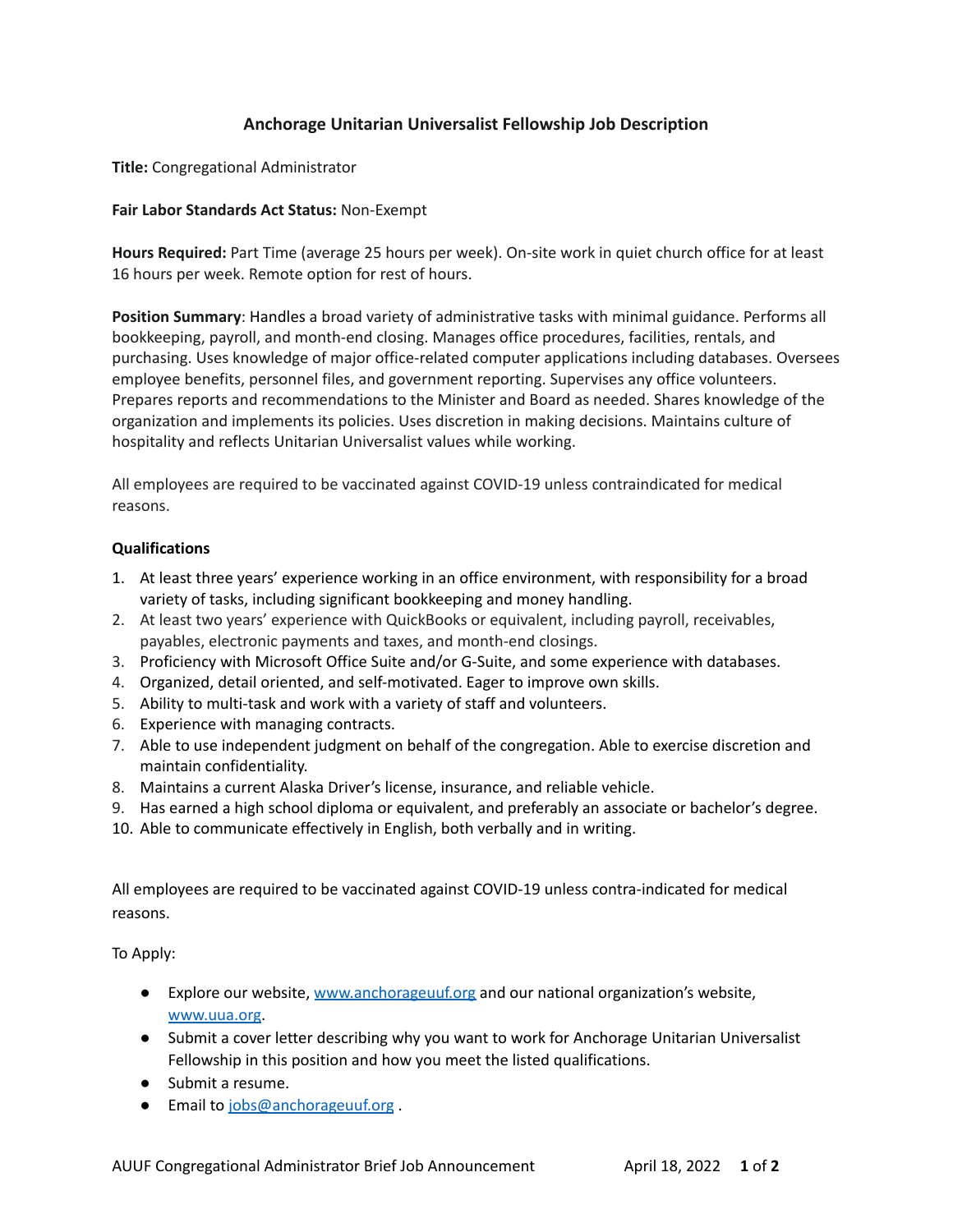# Anchorage Unitarian Universalist Fellowship Job Description

**Title:** Congregational Administrator

**Fair Labor Standards Act Status:** Non-Exempt

**Hours Required:** Part Time (average 25 hours per week). On-site work in quiet church office for at least 16 hours per week. Remote option for rest of hours.

**Position Summary**: Handles a broad variety of administrative tasks with minimal guidance. Performs all bookkeeping, payroll, and month-end closing. Manages office procedures, facilities, rentals, and purchasing. Uses knowledge of major office-related computer applications including databases. Oversees employee benefits, personnel files, and government reporting. Supervises any office volunteers. Prepares reports and recommendations to the Minister and Board as needed. Shares knowledge of the organization and implements its policies. Uses discretion in making decisions. Maintains culture of hospitality and reflects Unitarian Universalist values while working.

All employees are required to be vaccinated against COVID-19 unless contraindicated for medical reasons.

**Qualifications**

1. At least three years' experience working in an office environment, with responsibility for a broad variety of tasks, including significant bookkeeping and money handling.
2. At least two years' experience with QuickBooks or equivalent, including payroll, receivables, payables, electronic payments and taxes, and month-end closings.
3. Proficiency with Microsoft Office Suite and/or G-Suite, and some experience with databases.
4. Organized, detail oriented, and self-motivated. Eager to improve own skills.
5. Ability to multi-task and work with a variety of staff and volunteers.
6. Experience with managing contracts.
7. Able to use independent judgment on behalf of the congregation. Able to exercise discretion and maintain confidentiality.
8. Maintains a current Alaska Driver's license, insurance, and reliable vehicle.
9. Has earned a high school diploma or equivalent, and preferably an associate or bachelor's degree.
10. Able to communicate effectively in English, both verbally and in writing.

All employees are required to be vaccinated against COVID-19 unless contra-indicated for medical reasons.

To Apply:

- Explore our website, www.anchorageuuf.org and our national organization's website, www.uua.org.
- Submit a cover letter describing why you want to work for Anchorage Unitarian Universalist Fellowship in this position and how you meet the listed qualifications.
- Submit a resume.
- Email to jobs@anchorageuuf.org .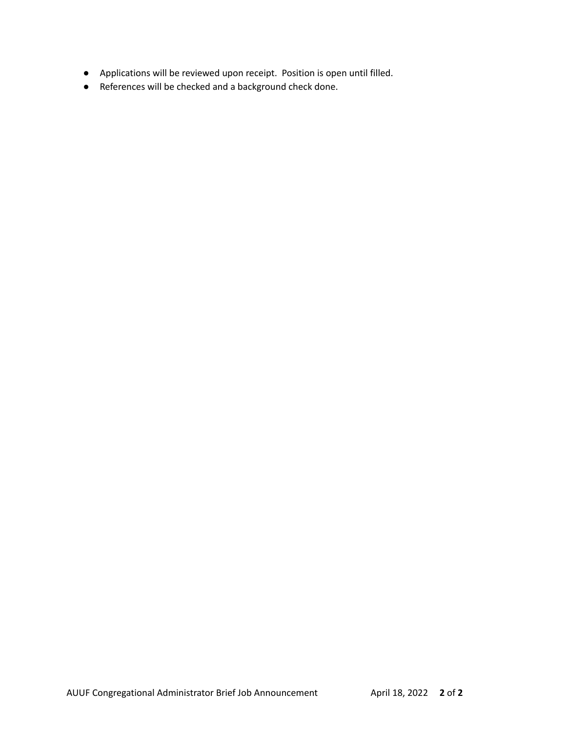- Applications will be reviewed upon receipt.  Position is open until filled.
- References will be checked and a background check done.